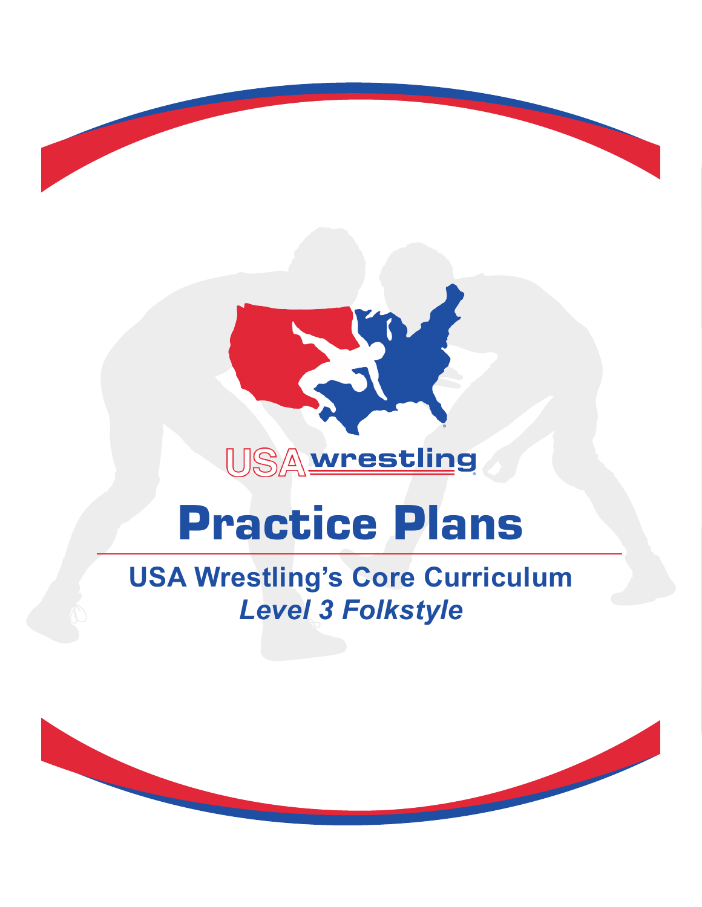USA wrestling

# Practice Plans

## USA Wrestling's Core Curriculum

### *Level 3 Folkstyle*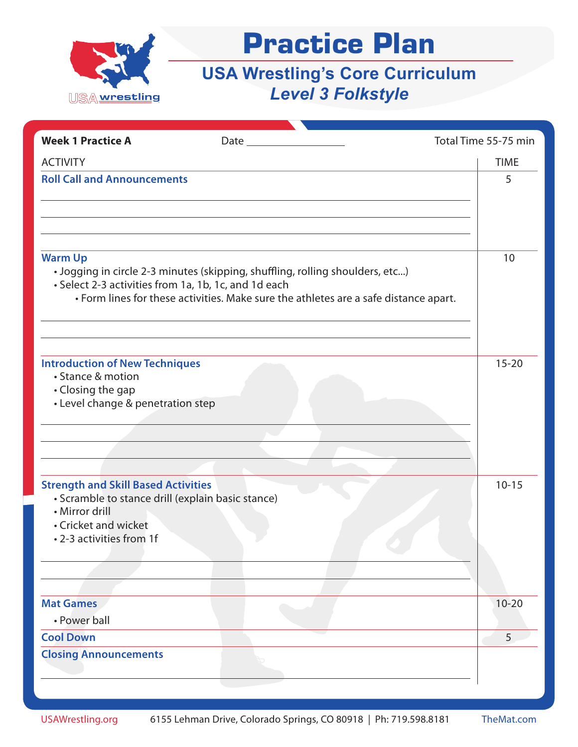# Practice Plan

## USA Wrestling's Core Curriculum

### *Level 3 Folkstyle*

**Week 1 Practice A** Date ________________ Total Time 55-75 min

| ACTIVITY | TIME |
|---|---|
| **Roll Call and Announcements** | 5 |
| **Warm Up**<br>• Jogging in circle 2-3 minutes (skipping, shuffling, rolling shoulders, etc...)<br>• Select 2-3 activities from 1a, 1b, 1c, and 1d each<br>&nbsp;&nbsp;&nbsp;&nbsp;• Form lines for these activities. Make sure the athletes are a safe distance apart. | 10 |
| **Introduction of New Techniques**<br>• Stance & motion<br>• Closing the gap<br>• Level change & penetration step | 15-20 |
| **Strength and Skill Based Activities**<br>• Scramble to stance drill (explain basic stance)<br>• Mirror drill<br>• Cricket and wicket<br>• 2-3 activities from 1f | 10-15 |
| **Mat Games**<br>• Power ball | 10-20 |
| **Cool Down** | 5 |
| **Closing Announcements** | |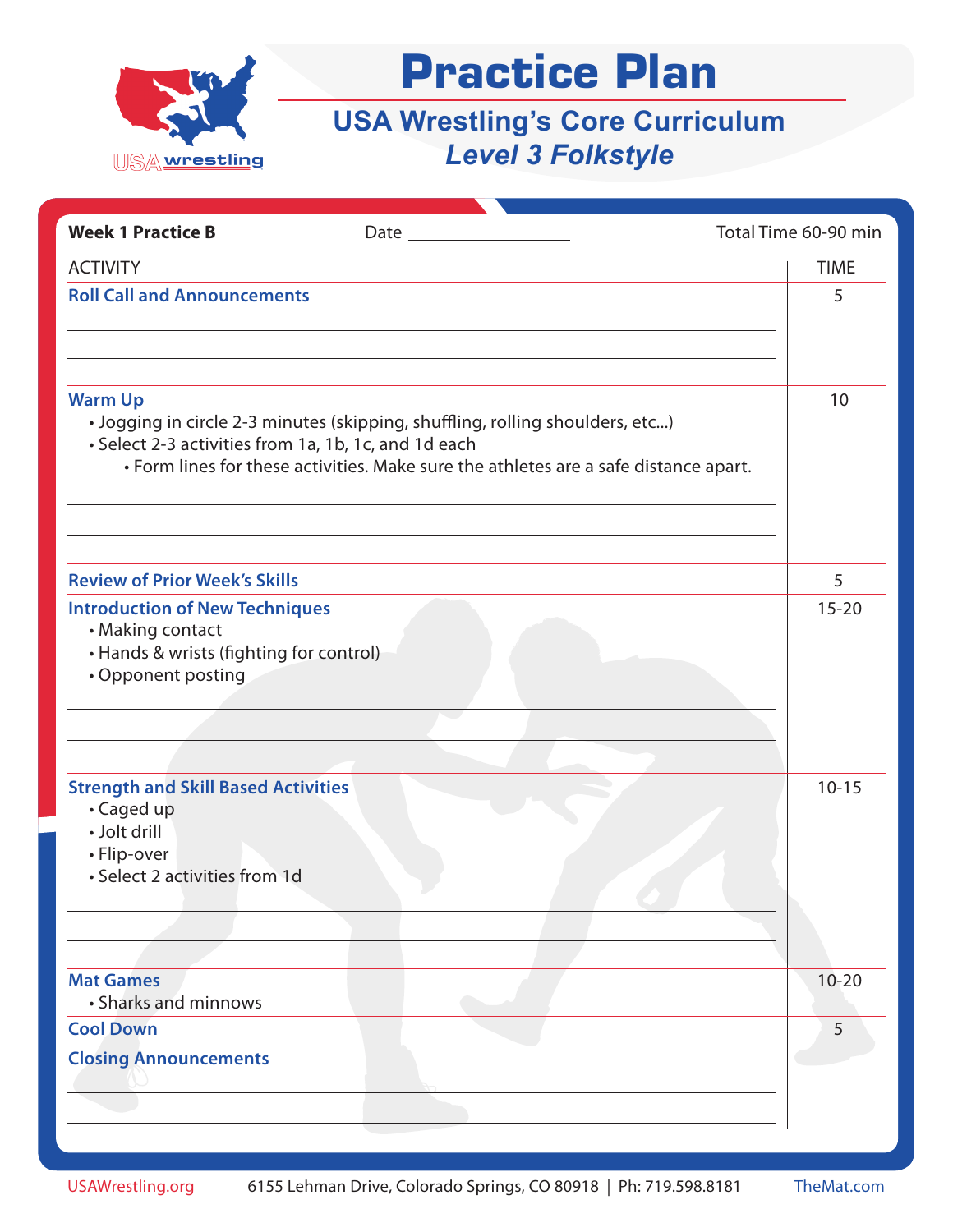# Practice Plan

## USA Wrestling's Core Curriculum

### *Level 3 Folkstyle*

**Week 1 Practice B** Date ________________ Total Time 60-90 min

| ACTIVITY | TIME |
|---|---|
| **Roll Call and Announcements** | 5 |
| **Warm Up**<br>• Jogging in circle 2-3 minutes (skipping, shuffling, rolling shoulders, etc...)<br>• Select 2-3 activities from 1a, 1b, 1c, and 1d each<br>  • Form lines for these activities. Make sure the athletes are a safe distance apart. | 10 |
| **Review of Prior Week's Skills** | 5 |
| **Introduction of New Techniques**<br>• Making contact<br>• Hands & wrists (fighting for control)<br>• Opponent posting | 15-20 |
| **Strength and Skill Based Activities**<br>• Caged up<br>• Jolt drill<br>• Flip-over<br>• Select 2 activities from 1d | 10-15 |
| **Mat Games**<br>• Sharks and minnows | 10-20 |
| **Cool Down** | 5 |
| **Closing Announcements** | |

USAWrestling.org 6155 Lehman Drive, Colorado Springs, CO 80918 | Ph: 719.598.8181 TheMat.com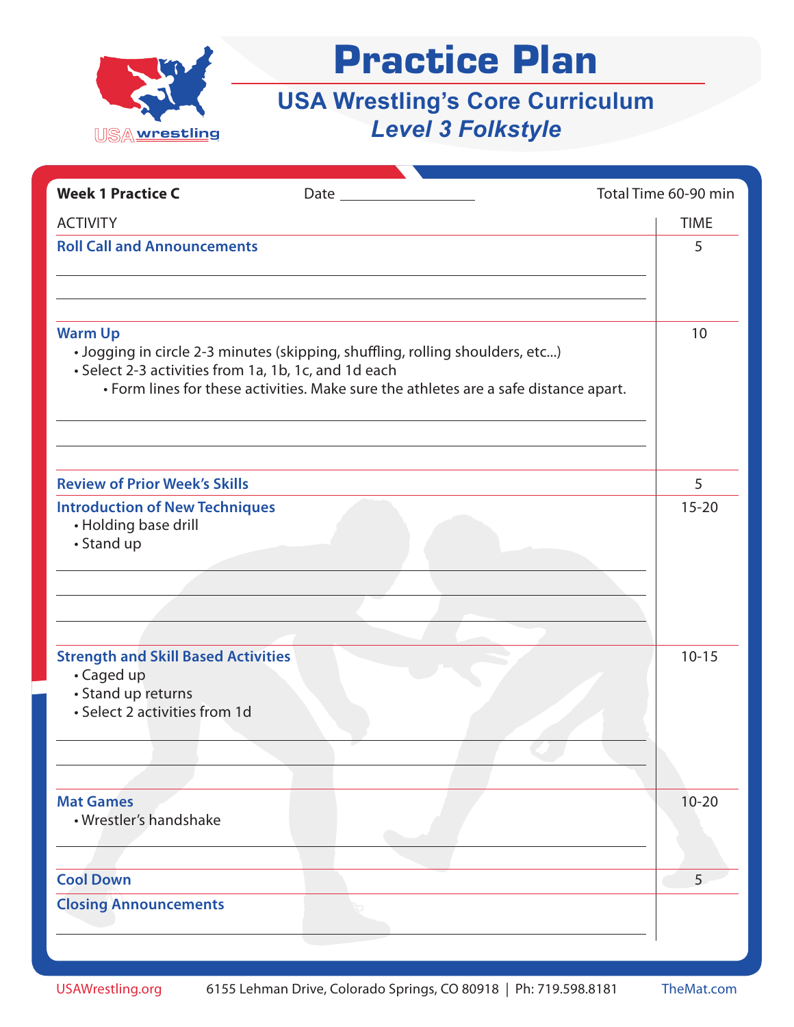# Practice Plan

## USA Wrestling's Core Curriculum

### *Level 3 Folkstyle*

**Week 1 Practice C** Date ________________ Total Time 60-90 min

| ACTIVITY | TIME |
| --- | --- |
| **Roll Call and Announcements** | 5 |
| **Warm Up**<br>• Jogging in circle 2-3 minutes (skipping, shuffling, rolling shoulders, etc...)<br>• Select 2-3 activities from 1a, 1b, 1c, and 1d each<br>• Form lines for these activities. Make sure the athletes are a safe distance apart. | 10 |
| **Review of Prior Week's Skills** | 5 |
| **Introduction of New Techniques**<br>• Holding base drill<br>• Stand up | 15-20 |
| **Strength and Skill Based Activities**<br>• Caged up<br>• Stand up returns<br>• Select 2 activities from 1d | 10-15 |
| **Mat Games**<br>• Wrestler's handshake | 10-20 |
| **Cool Down** | 5 |
| **Closing Announcements** | |

USAWrestling.org 6155 Lehman Drive, Colorado Springs, CO 80918 | Ph: 719.598.8181 TheMat.com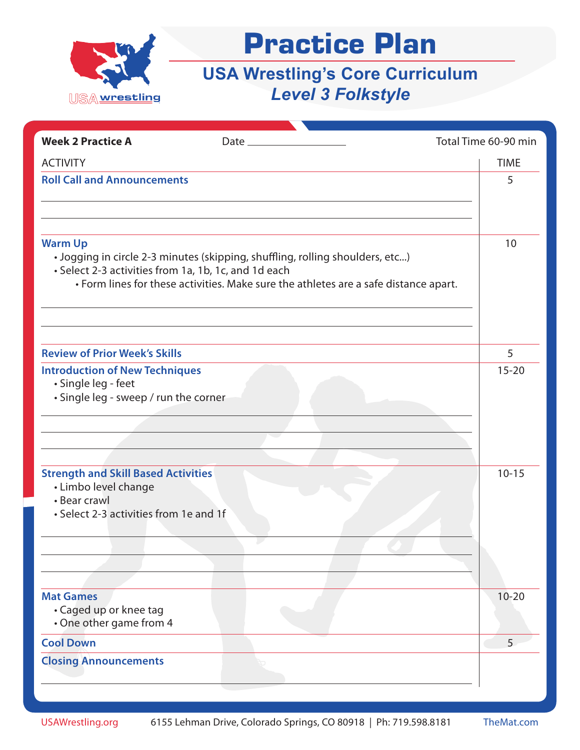# Practice Plan

## USA Wrestling's Core Curriculum

### *Level 3 Folkstyle*

**Week 2 Practice A** Date ______________ Total Time 60-90 min

| ACTIVITY | TIME |
|---|---|
| **Roll Call and Announcements** | 5 |
| **Warm Up**<br>• Jogging in circle 2-3 minutes (skipping, shuffling, rolling shoulders, etc...)<br>• Select 2-3 activities from 1a, 1b, 1c, and 1d each<br>  • Form lines for these activities. Make sure the athletes are a safe distance apart. | 10 |
| **Review of Prior Week's Skills** | 5 |
| **Introduction of New Techniques**<br>• Single leg - feet<br>• Single leg - sweep / run the corner | 15-20 |
| **Strength and Skill Based Activities**<br>• Limbo level change<br>• Bear crawl<br>• Select 2-3 activities from 1e and 1f | 10-15 |
| **Mat Games**<br>• Caged up or knee tag<br>• One other game from 4 | 10-20 |
| **Cool Down** | 5 |
| **Closing Announcements** | |

USAWrestling.org 6155 Lehman Drive, Colorado Springs, CO 80918 | Ph: 719.598.8181 TheMat.com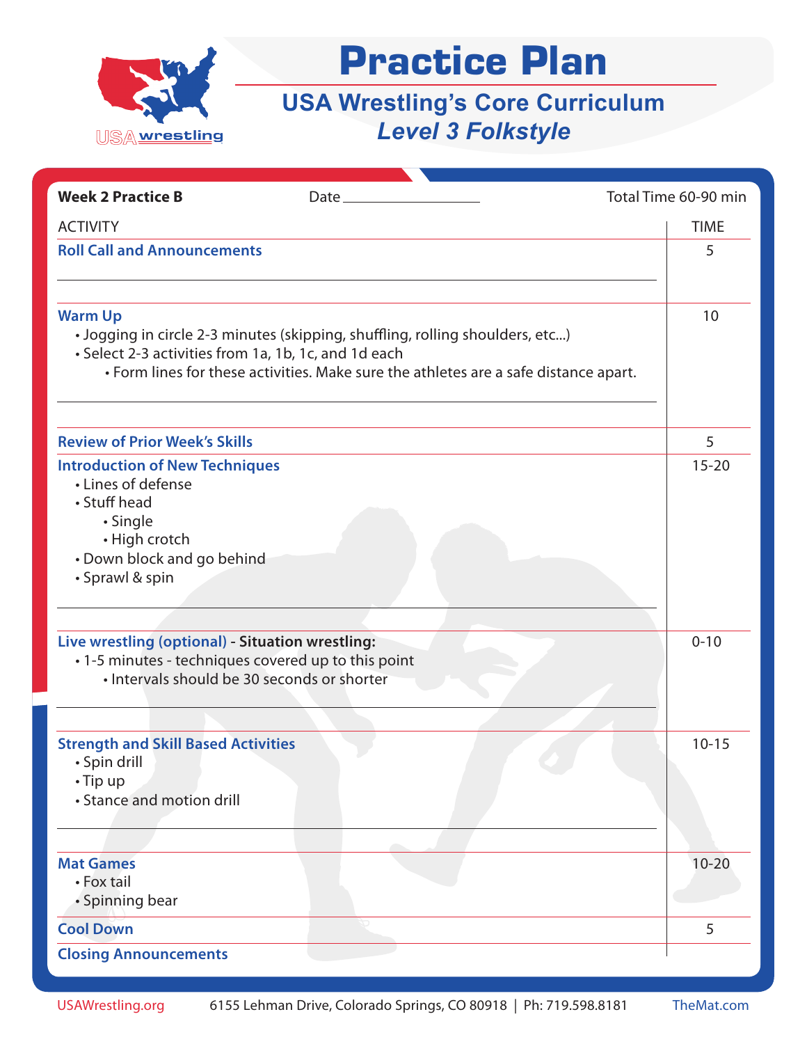# Practice Plan

## USA Wrestling's Core Curriculum
## *Level 3 Folkstyle*

**Week 2 Practice B** Date ______________ Total Time 60-90 min

| ACTIVITY | TIME |
|---|---|
| **Roll Call and Announcements** | 5 |
| **Warm Up**<br>• Jogging in circle 2-3 minutes (skipping, shuffling, rolling shoulders, etc...)<br>• Select 2-3 activities from 1a, 1b, 1c, and 1d each<br>  • Form lines for these activities. Make sure the athletes are a safe distance apart. | 10 |
| **Review of Prior Week's Skills** | 5 |
| **Introduction of New Techniques**<br>• Lines of defense<br>• Stuff head<br>  • Single<br>  • High crotch<br>• Down block and go behind<br>• Sprawl & spin | 15-20 |
| **Live wrestling (optional)** - **Situation wrestling:**<br>• 1-5 minutes - techniques covered up to this point<br>  • Intervals should be 30 seconds or shorter | 0-10 |
| **Strength and Skill Based Activities**<br>• Spin drill<br>• Tip up<br>• Stance and motion drill | 10-15 |
| **Mat Games**<br>• Fox tail<br>• Spinning bear | 10-20 |
| **Cool Down** | 5 |
| **Closing Announcements** | |

USAWrestling.org 6155 Lehman Drive, Colorado Springs, CO 80918 | Ph: 719.598.8181 TheMat.com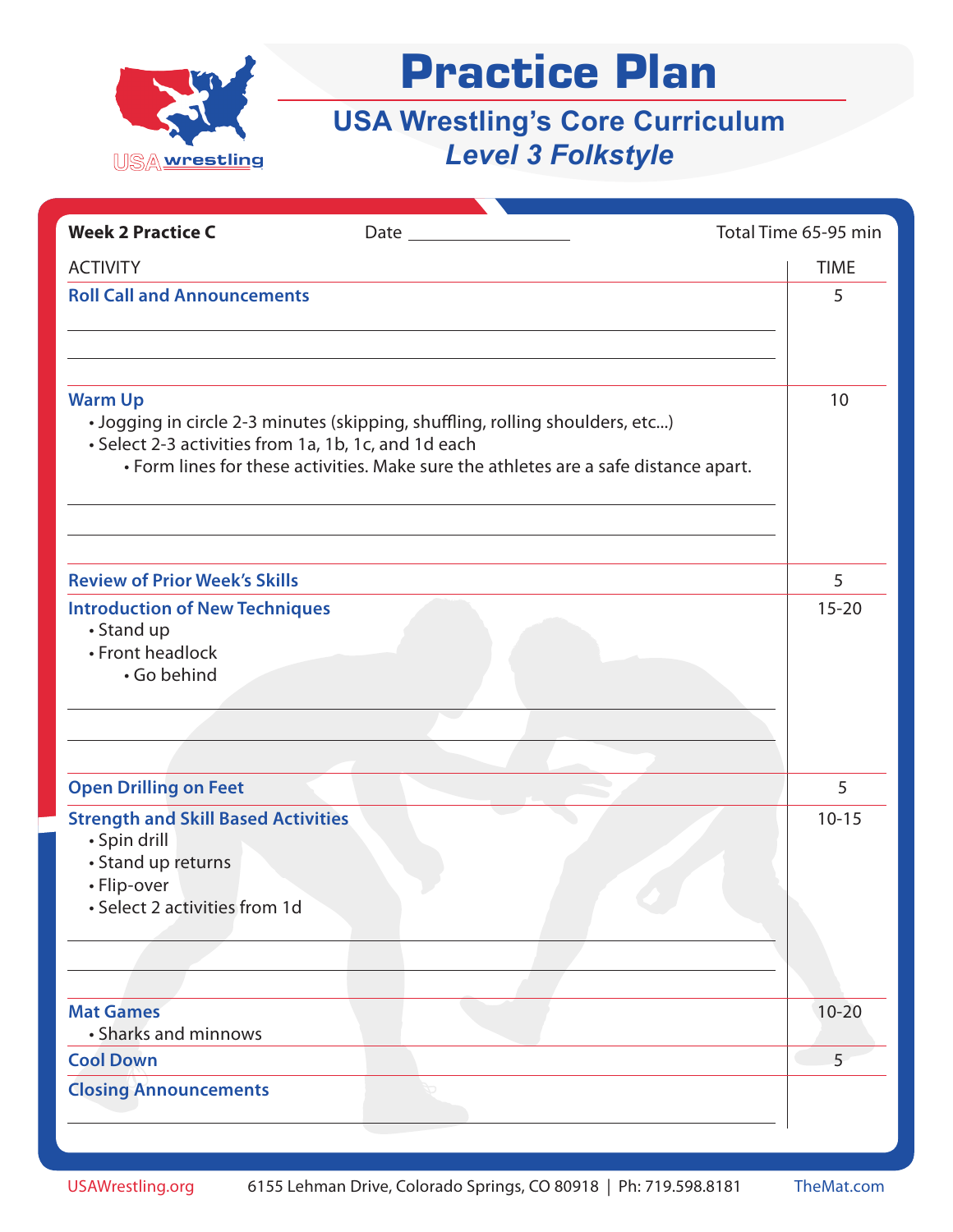# Practice Plan

## USA Wrestling's Core Curriculum

## *Level 3 Folkstyle*

**Week 2 Practice C** Date ________________ Total Time 65-95 min

| ACTIVITY | TIME |
|---|---|
| **Roll Call and Announcements** | 5 |
| **Warm Up**<br>• Jogging in circle 2-3 minutes (skipping, shuffling, rolling shoulders, etc...)<br>• Select 2-3 activities from 1a, 1b, 1c, and 1d each<br>&nbsp;&nbsp;&nbsp;&nbsp;• Form lines for these activities. Make sure the athletes are a safe distance apart. | 10 |
| **Review of Prior Week's Skills** | 5 |
| **Introduction of New Techniques**<br>• Stand up<br>• Front headlock<br>&nbsp;&nbsp;&nbsp;&nbsp;• Go behind | 15-20 |
| **Open Drilling on Feet** | 5 |
| **Strength and Skill Based Activities**<br>• Spin drill<br>• Stand up returns<br>• Flip-over<br>• Select 2 activities from 1d | 10-15 |
| **Mat Games**<br>• Sharks and minnows | 10-20 |
| **Cool Down** | 5 |
| **Closing Announcements** | |

USAWrestling.org 6155 Lehman Drive, Colorado Springs, CO 80918 | Ph: 719.598.8181 TheMat.com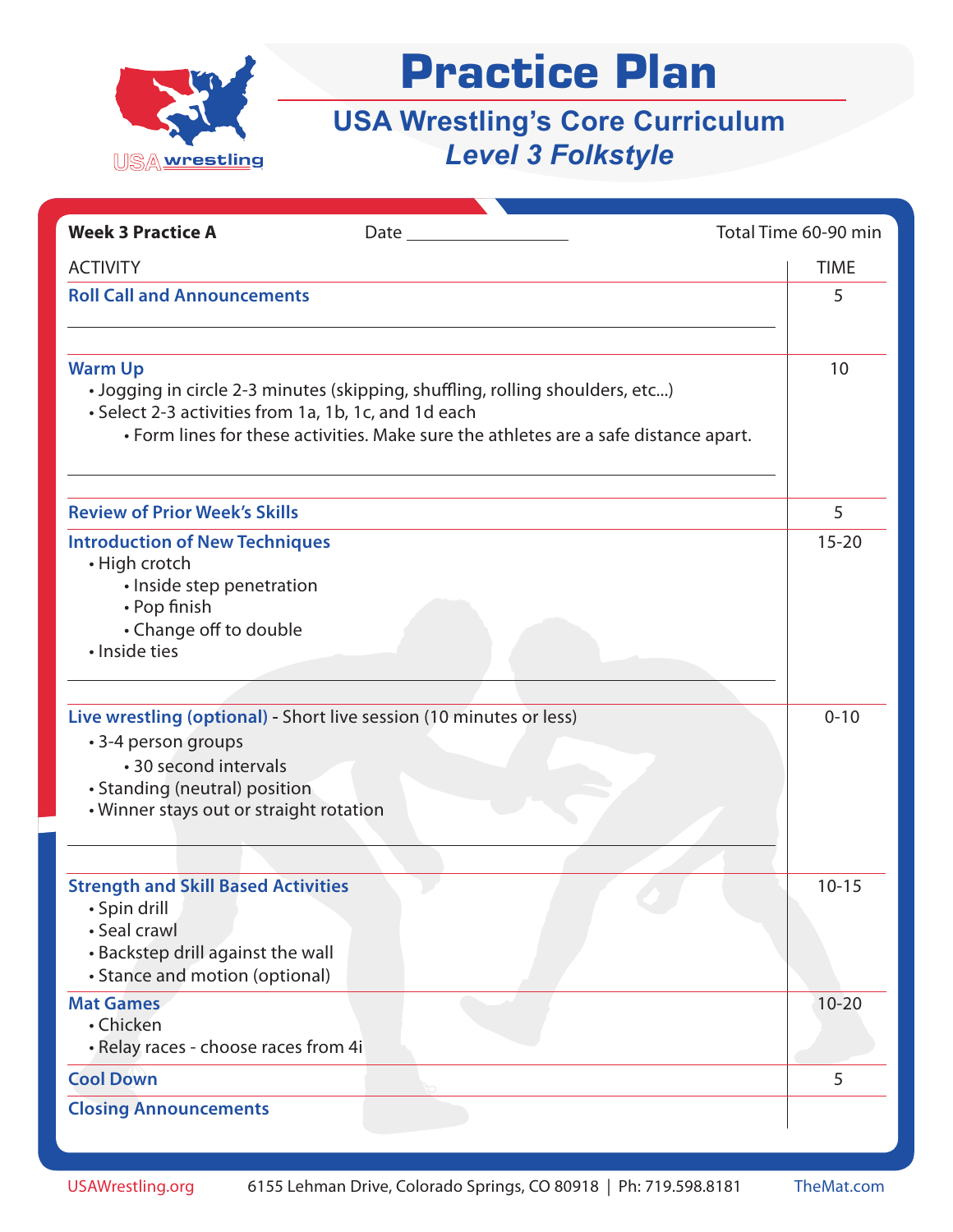# Practice Plan

## USA Wrestling's Core Curriculum
### *Level 3 Folkstyle*

**Week 3 Practice A** Date ________________ Total Time 60-90 min

| ACTIVITY | TIME |
|---|---|
| **Roll Call and Announcements** | 5 |
| **Warm Up**<br>• Jogging in circle 2-3 minutes (skipping, shuffling, rolling shoulders, etc...)<br>• Select 2-3 activities from 1a, 1b, 1c, and 1d each<br>&nbsp;&nbsp;&nbsp;&nbsp;• Form lines for these activities. Make sure the athletes are a safe distance apart. | 10 |
| **Review of Prior Week's Skills** | 5 |
| **Introduction of New Techniques**<br>• High crotch<br>&nbsp;&nbsp;&nbsp;&nbsp;• Inside step penetration<br>&nbsp;&nbsp;&nbsp;&nbsp;• Pop finish<br>&nbsp;&nbsp;&nbsp;&nbsp;• Change off to double<br>• Inside ties | 15-20 |
| **Live wrestling (optional)** - Short live session (10 minutes or less)<br>• 3-4 person groups<br>&nbsp;&nbsp;&nbsp;&nbsp;• 30 second intervals<br>• Standing (neutral) position<br>• Winner stays out or straight rotation | 0-10 |
| **Strength and Skill Based Activities**<br>• Spin drill<br>• Seal crawl<br>• Backstep drill against the wall<br>• Stance and motion (optional) | 10-15 |
| **Mat Games**<br>• Chicken<br>• Relay races - choose races from 4i | 10-20 |
| **Cool Down** | 5 |
| **Closing Announcements** | |

USAWrestling.org 6155 Lehman Drive, Colorado Springs, CO 80918 | Ph: 719.598.8181 TheMat.com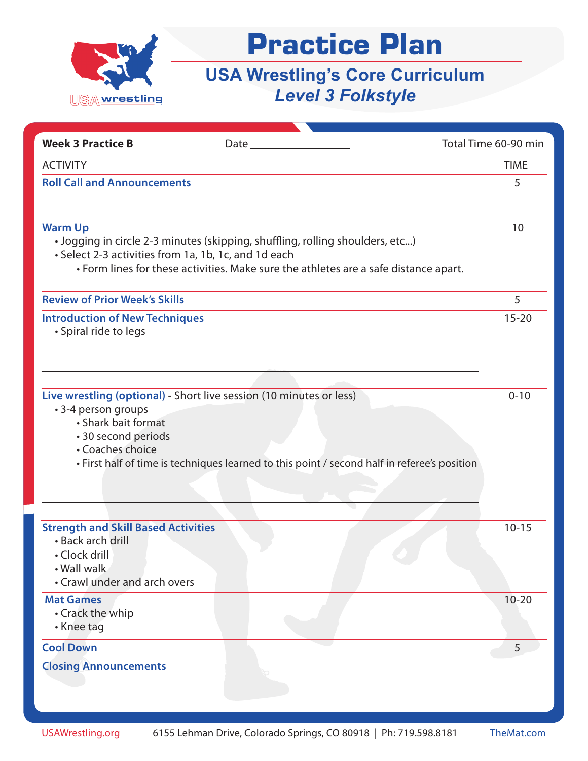# Practice Plan

## USA Wrestling's Core Curriculum

### *Level 3 Folkstyle*

**Week 3 Practice B** Date ________________ Total Time 60-90 min

| ACTIVITY | TIME |
|---|---|
| **Roll Call and Announcements** | 5 |
| **Warm Up**<br>• Jogging in circle 2-3 minutes (skipping, shuffling, rolling shoulders, etc...)<br>• Select 2-3 activities from 1a, 1b, 1c, and 1d each<br>  • Form lines for these activities. Make sure the athletes are a safe distance apart. | 10 |
| **Review of Prior Week's Skills** | 5 |
| **Introduction of New Techniques**<br>• Spiral ride to legs | 15-20 |
| **Live wrestling (optional)** - Short live session (10 minutes or less)<br>• 3-4 person groups<br>  • Shark bait format<br>  • 30 second periods<br>  • Coaches choice<br>  • First half of time is techniques learned to this point / second half in referee's position | 0-10 |
| **Strength and Skill Based Activities**<br>• Back arch drill<br>• Clock drill<br>• Wall walk<br>• Crawl under and arch overs | 10-15 |
| **Mat Games**<br>• Crack the whip<br>• Knee tag | 10-20 |
| **Cool Down** | 5 |
| **Closing Announcements** | |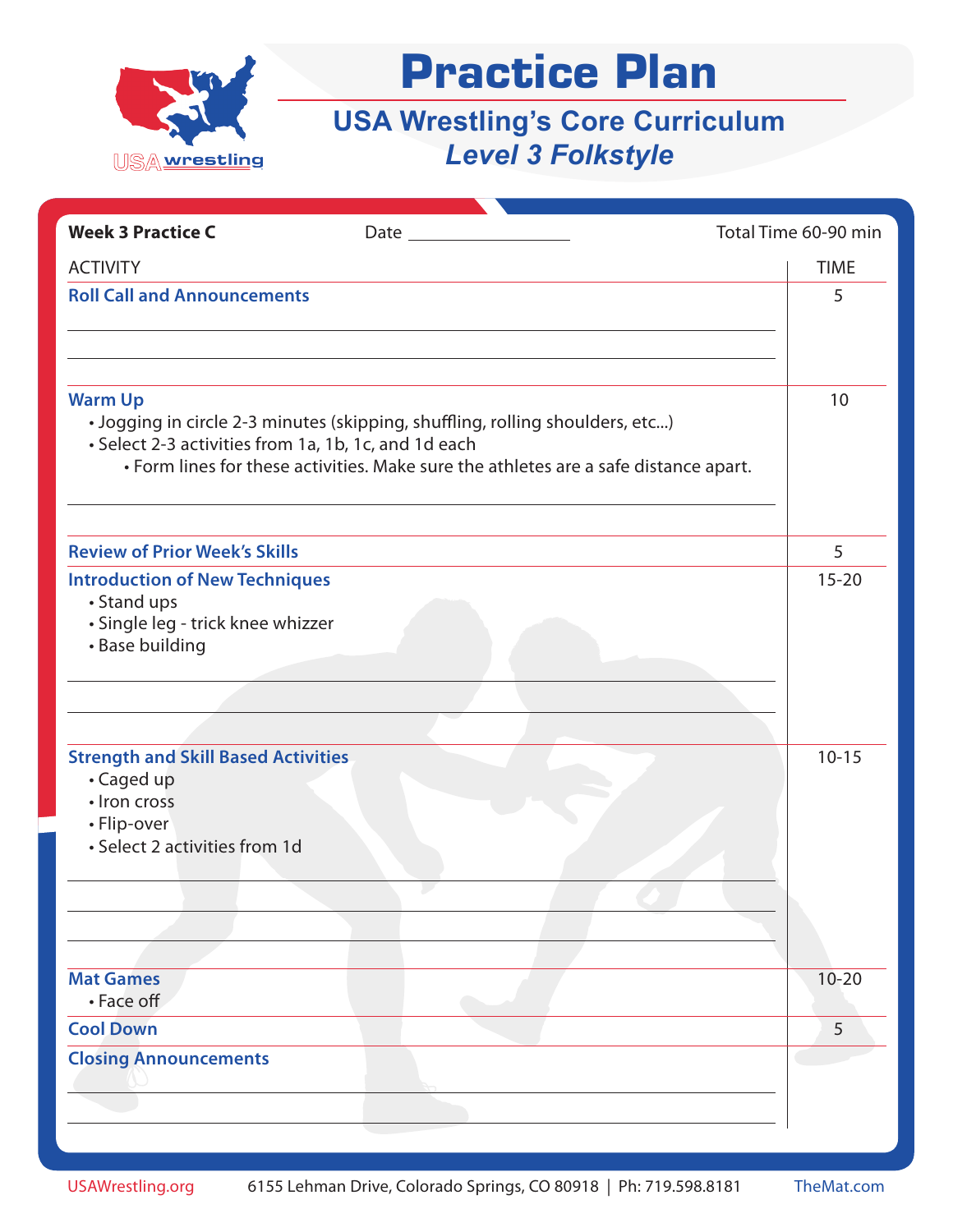# Practice Plan

## USA Wrestling's Core Curriculum
### *Level 3 Folkstyle*

**Week 3 Practice C** Date __________________ Total Time 60-90 min

| ACTIVITY | TIME |
|---|---|
| **Roll Call and Announcements** | 5 |
| **Warm Up**<br>• Jogging in circle 2-3 minutes (skipping, shuffling, rolling shoulders, etc...)<br>• Select 2-3 activities from 1a, 1b, 1c, and 1d each<br>• Form lines for these activities. Make sure the athletes are a safe distance apart. | 10 |
| **Review of Prior Week's Skills** | 5 |
| **Introduction of New Techniques**<br>• Stand ups<br>• Single leg - trick knee whizzer<br>• Base building | 15-20 |
| **Strength and Skill Based Activities**<br>• Caged up<br>• Iron cross<br>• Flip-over<br>• Select 2 activities from 1d | 10-15 |
| **Mat Games**<br>• Face off | 10-20 |
| **Cool Down** | 5 |
| **Closing Announcements** | |

USAWrestling.org 6155 Lehman Drive, Colorado Springs, CO 80918 | Ph: 719.598.8181 TheMat.com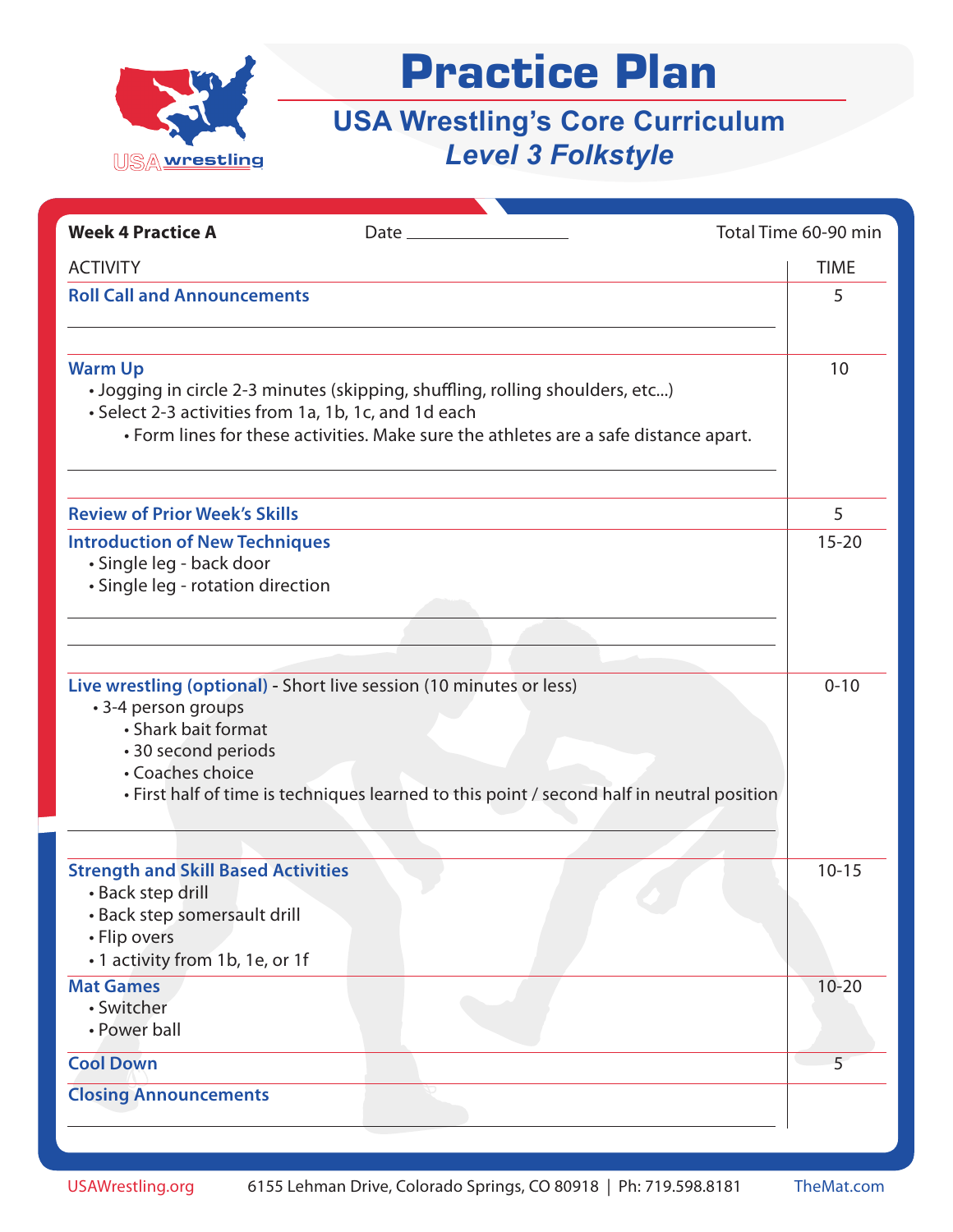# Practice Plan

## USA Wrestling's Core Curriculum
## *Level 3 Folkstyle*

**Week 4 Practice A** Date ________________ Total Time 60-90 min

| ACTIVITY | TIME |
|---|---|
| **Roll Call and Announcements** | 5 |
| **Warm Up**<br>• Jogging in circle 2-3 minutes (skipping, shuffling, rolling shoulders, etc...)<br>• Select 2-3 activities from 1a, 1b, 1c, and 1d each<br>&nbsp;&nbsp;&nbsp;&nbsp;• Form lines for these activities. Make sure the athletes are a safe distance apart. | 10 |
| **Review of Prior Week's Skills** | 5 |
| **Introduction of New Techniques**<br>• Single leg - back door<br>• Single leg - rotation direction | 15-20 |
| **Live wrestling (optional)** - Short live session (10 minutes or less)<br>• 3-4 person groups<br>&nbsp;&nbsp;&nbsp;&nbsp;• Shark bait format<br>&nbsp;&nbsp;&nbsp;&nbsp;• 30 second periods<br>&nbsp;&nbsp;&nbsp;&nbsp;• Coaches choice<br>&nbsp;&nbsp;&nbsp;&nbsp;• First half of time is techniques learned to this point / second half in neutral position | 0-10 |
| **Strength and Skill Based Activities**<br>• Back step drill<br>• Back step somersault drill<br>• Flip overs<br>• 1 activity from 1b, 1e, or 1f | 10-15 |
| **Mat Games**<br>• Switcher<br>• Power ball | 10-20 |
| **Cool Down** | 5 |
| **Closing Announcements** | |

USAWrestling.org 6155 Lehman Drive, Colorado Springs, CO 80918 | Ph: 719.598.8181 TheMat.com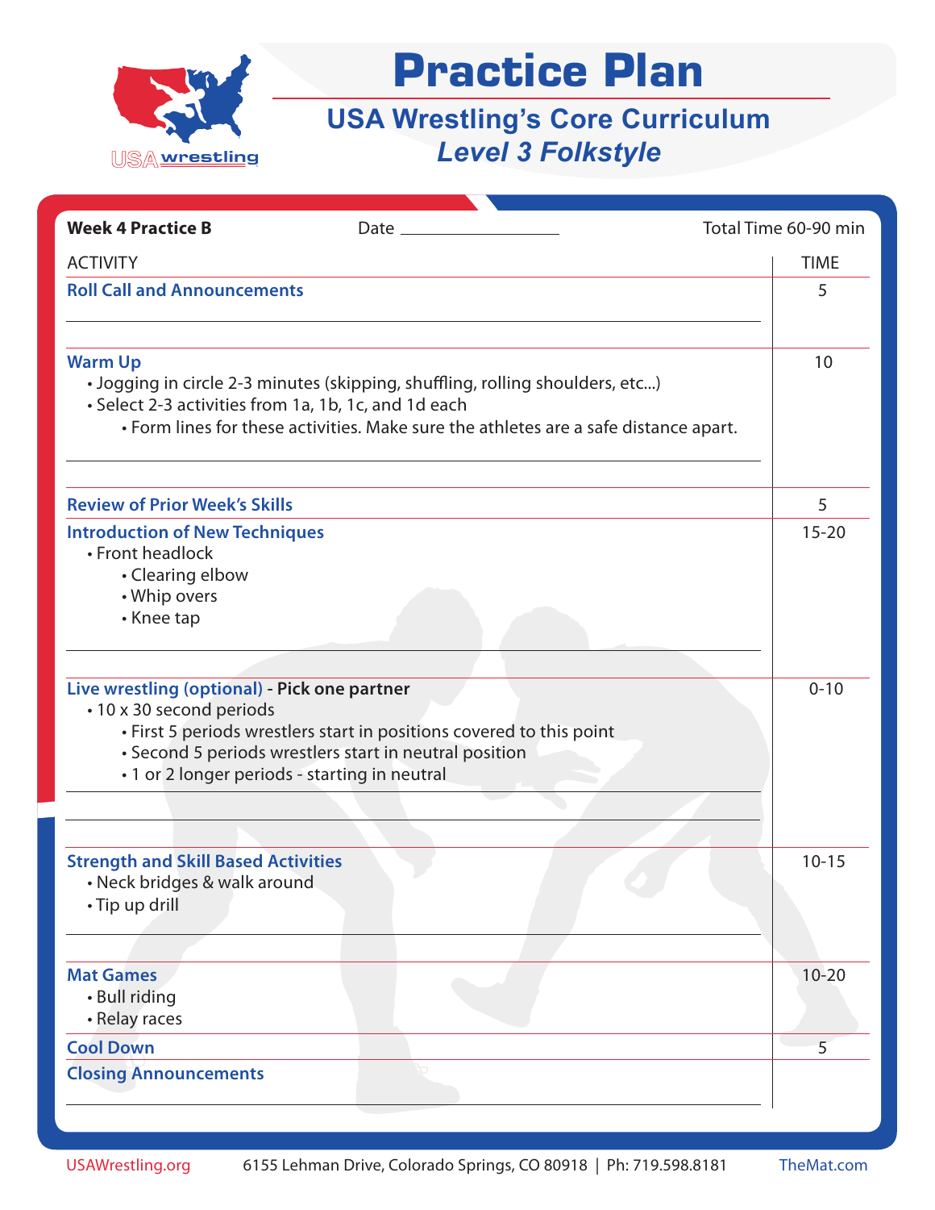# Practice Plan

## USA Wrestling's Core Curriculum
### *Level 3 Folkstyle*

**Week 4 Practice B** Date ________________ Total Time 60-90 min

| ACTIVITY | TIME |
|---|---|
| **Roll Call and Announcements** | 5 |
| **Warm Up**<br>• Jogging in circle 2-3 minutes (skipping, shuffling, rolling shoulders, etc...)<br>• Select 2-3 activities from 1a, 1b, 1c, and 1d each<br>  • Form lines for these activities. Make sure the athletes are a safe distance apart. | 10 |
| **Review of Prior Week's Skills** | 5 |
| **Introduction of New Techniques**<br>• Front headlock<br>  • Clearing elbow<br>  • Whip overs<br>  • Knee tap | 15-20 |
| **Live wrestling (optional)** - **Pick one partner**<br>• 10 x 30 second periods<br>  • First 5 periods wrestlers start in positions covered to this point<br>  • Second 5 periods wrestlers start in neutral position<br>  • 1 or 2 longer periods - starting in neutral | 0-10 |
| **Strength and Skill Based Activities**<br>• Neck bridges & walk around<br>• Tip up drill | 10-15 |
| **Mat Games**<br>• Bull riding<br>• Relay races | 10-20 |
| **Cool Down** | 5 |
| **Closing Announcements** | |

USAWrestling.org 6155 Lehman Drive, Colorado Springs, CO 80918 | Ph: 719.598.8181 TheMat.com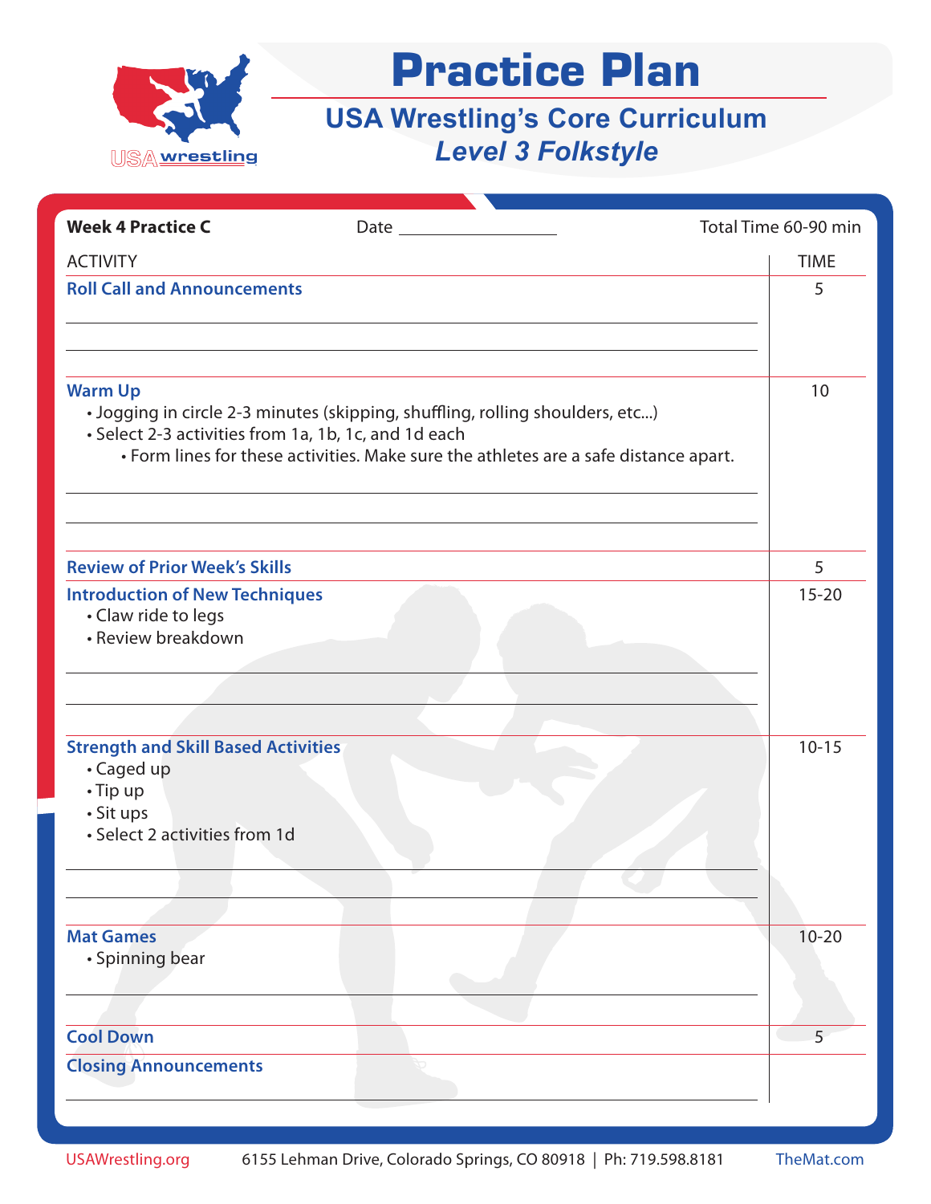# Practice Plan

## USA Wrestling's Core Curriculum

### *Level 3 Folkstyle*

**Week 4 Practice C** Date ____________ Total Time 60-90 min

| ACTIVITY | TIME |
|---|---|
| **Roll Call and Announcements** | 5 |
| **Warm Up**<br>• Jogging in circle 2-3 minutes (skipping, shuffling, rolling shoulders, etc...)<br>• Select 2-3 activities from 1a, 1b, 1c, and 1d each<br>• Form lines for these activities. Make sure the athletes are a safe distance apart. | 10 |
| **Review of Prior Week's Skills** | 5 |
| **Introduction of New Techniques**<br>• Claw ride to legs<br>• Review breakdown | 15-20 |
| **Strength and Skill Based Activities**<br>• Caged up<br>• Tip up<br>• Sit ups<br>• Select 2 activities from 1d | 10-15 |
| **Mat Games**<br>• Spinning bear | 10-20 |
| **Cool Down** | 5 |
| **Closing Announcements** | |

USAWrestling.org 6155 Lehman Drive, Colorado Springs, CO 80918 | Ph: 719.598.8181 TheMat.com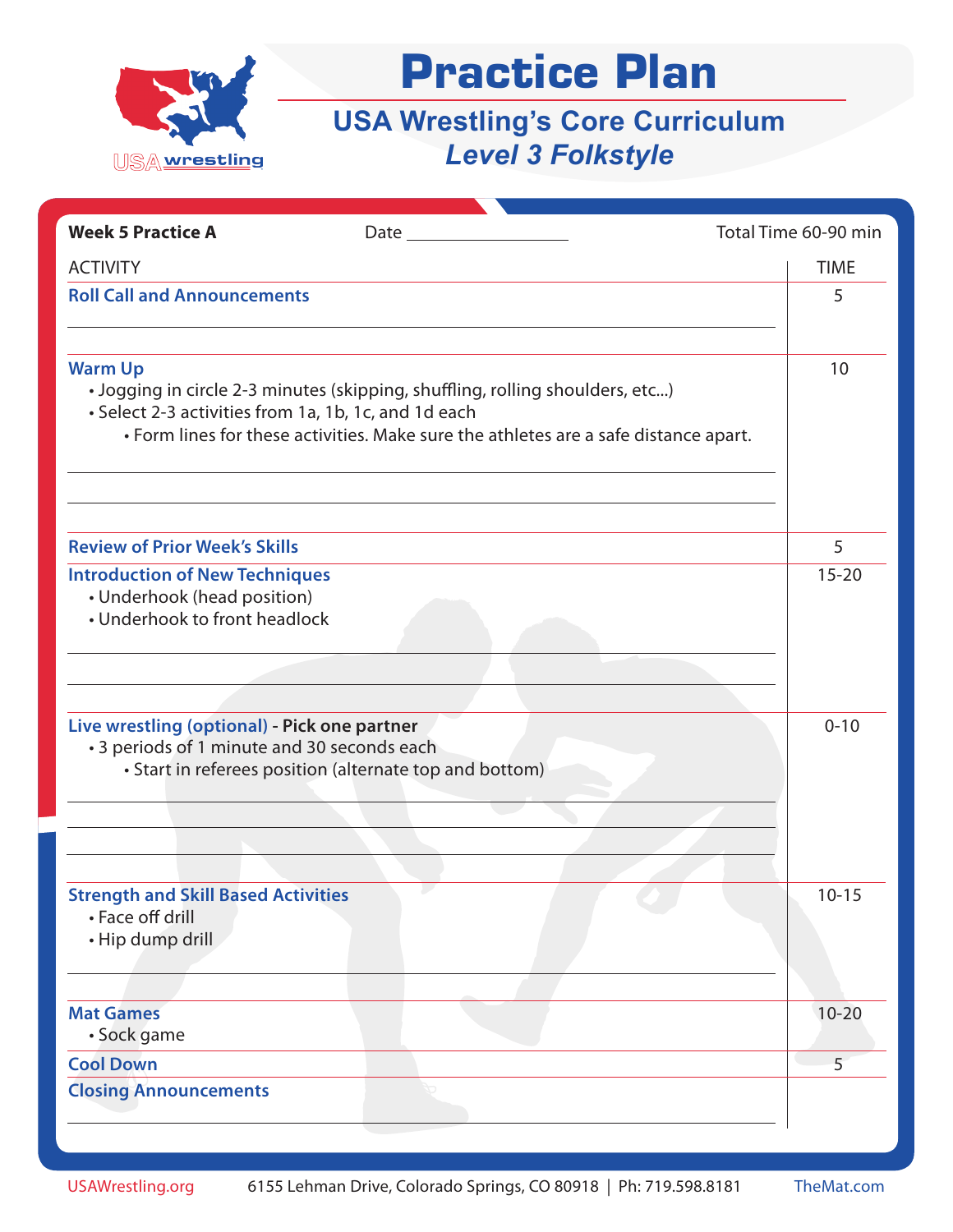# Practice Plan

## USA Wrestling's Core Curriculum
### *Level 3 Folkstyle*

**Week 5 Practice A** Date ______________ Total Time 60-90 min

| ACTIVITY | TIME |
|---|---|
| **Roll Call and Announcements** | 5 |
| **Warm Up**<br>• Jogging in circle 2-3 minutes (skipping, shuffling, rolling shoulders, etc...)<br>• Select 2-3 activities from 1a, 1b, 1c, and 1d each<br>• Form lines for these activities. Make sure the athletes are a safe distance apart. | 10 |
| **Review of Prior Week's Skills** | 5 |
| **Introduction of New Techniques**<br>• Underhook (head position)<br>• Underhook to front headlock | 15-20 |
| **Live wrestling (optional) - Pick one partner**<br>• 3 periods of 1 minute and 30 seconds each<br>• Start in referees position (alternate top and bottom) | 0-10 |
| **Strength and Skill Based Activities**<br>• Face off drill<br>• Hip dump drill | 10-15 |
| **Mat Games**<br>• Sock game | 10-20 |
| **Cool Down** | 5 |
| **Closing Announcements** | |

USAWrestling.org 6155 Lehman Drive, Colorado Springs, CO 80918 | Ph: 719.598.8181 TheMat.com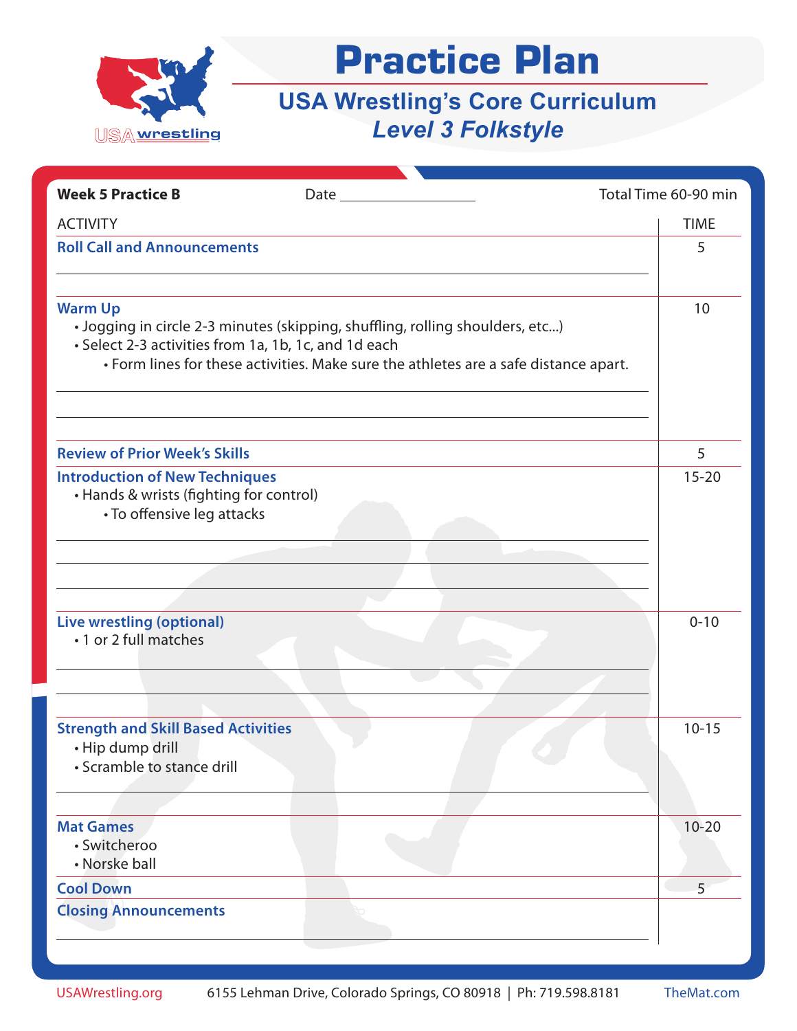# Practice Plan

## USA Wrestling's Core Curriculum

### *Level 3 Folkstyle*

**Week 5 Practice B** Date ________________ Total Time 60-90 min

| ACTIVITY | TIME |
|---|---|
| **Roll Call and Announcements** | 5 |
| **Warm Up**<br>• Jogging in circle 2-3 minutes (skipping, shuffling, rolling shoulders, etc...)<br>• Select 2-3 activities from 1a, 1b, 1c, and 1d each<br>  • Form lines for these activities. Make sure the athletes are a safe distance apart. | 10 |
| **Review of Prior Week's Skills** | 5 |
| **Introduction of New Techniques**<br>• Hands & wrists (fighting for control)<br>  • To offensive leg attacks | 15-20 |
| **Live wrestling (optional)**<br>• 1 or 2 full matches | 0-10 |
| **Strength and Skill Based Activities**<br>• Hip dump drill<br>• Scramble to stance drill | 10-15 |
| **Mat Games**<br>• Switcheroo<br>• Norske ball | 10-20 |
| **Cool Down** | 5 |
| **Closing Announcements** | |

USAWrestling.org 6155 Lehman Drive, Colorado Springs, CO 80918 | Ph: 719.598.8181 TheMat.com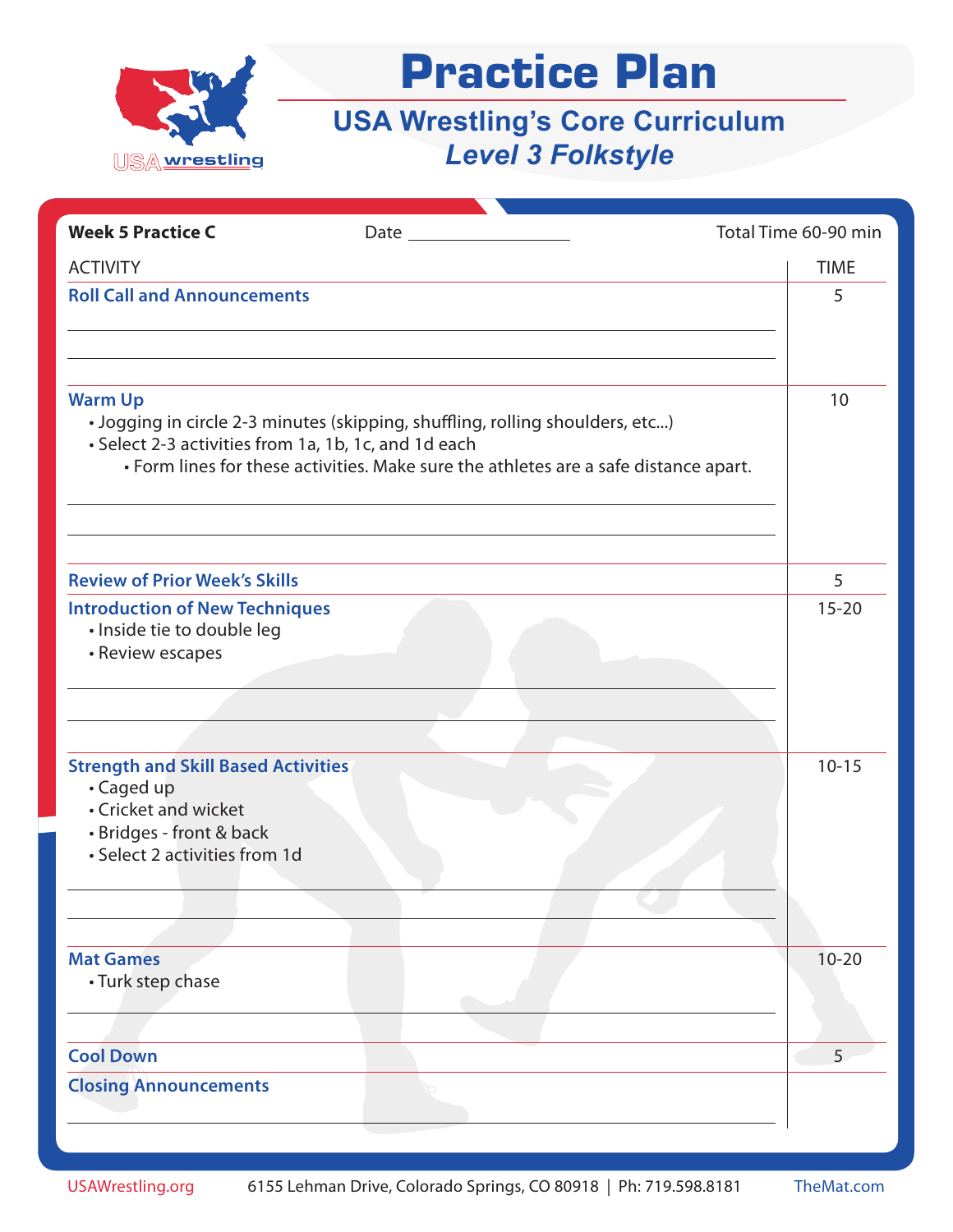# Practice Plan

## USA Wrestling's Core Curriculum

### *Level 3 Folkstyle*

**Week 5 Practice C** Date ____________ Total Time 60-90 min

| ACTIVITY | TIME |
|---|---|
| **Roll Call and Announcements** | 5 |
| **Warm Up**<br>• Jogging in circle 2-3 minutes (skipping, shuffling, rolling shoulders, etc...)<br>• Select 2-3 activities from 1a, 1b, 1c, and 1d each<br>&nbsp;&nbsp;&nbsp;&nbsp;• Form lines for these activities. Make sure the athletes are a safe distance apart. | 10 |
| **Review of Prior Week's Skills** | 5 |
| **Introduction of New Techniques**<br>• Inside tie to double leg<br>• Review escapes | 15-20 |
| **Strength and Skill Based Activities**<br>• Caged up<br>• Cricket and wicket<br>• Bridges - front & back<br>• Select 2 activities from 1d | 10-15 |
| **Mat Games**<br>• Turk step chase | 10-20 |
| **Cool Down** | 5 |
| **Closing Announcements** | |

USAWrestling.org 6155 Lehman Drive, Colorado Springs, CO 80918 | Ph: 719.598.8181 TheMat.com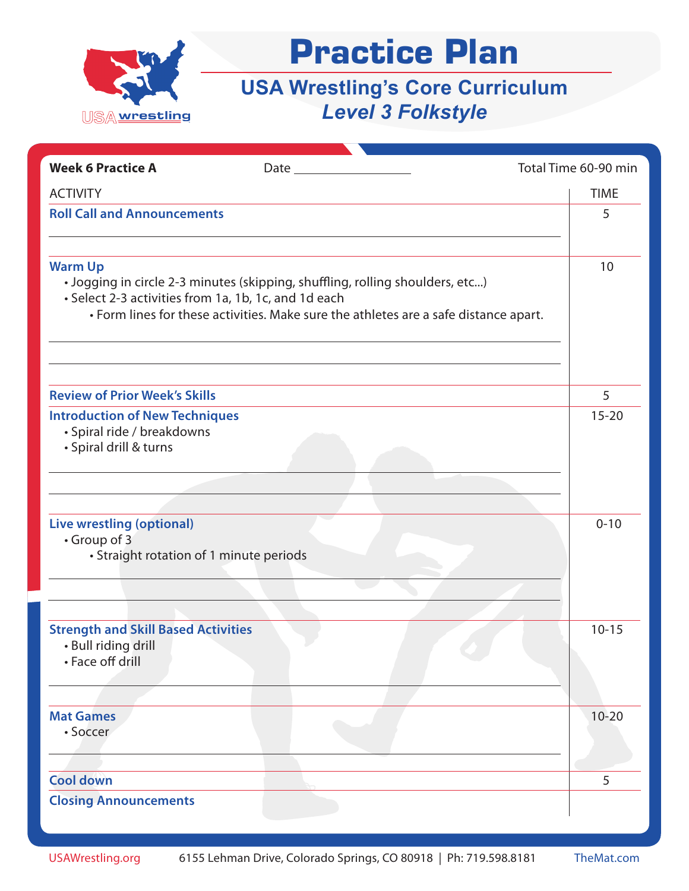# Practice Plan

## USA Wrestling's Core Curriculum

### *Level 3 Folkstyle*

**Week 6 Practice A** Date ______________ Total Time 60-90 min

| ACTIVITY | TIME |
|---|---|
| **Roll Call and Announcements** | 5 |
| **Warm Up**<br>• Jogging in circle 2-3 minutes (skipping, shuffling, rolling shoulders, etc...)<br>• Select 2-3 activities from 1a, 1b, 1c, and 1d each<br>&nbsp;&nbsp;&nbsp;&nbsp;• Form lines for these activities. Make sure the athletes are a safe distance apart. | 10 |
| **Review of Prior Week's Skills** | 5 |
| **Introduction of New Techniques**<br>• Spiral ride / breakdowns<br>• Spiral drill & turns | 15-20 |
| **Live wrestling (optional)**<br>• Group of 3<br>&nbsp;&nbsp;&nbsp;&nbsp;• Straight rotation of 1 minute periods | 0-10 |
| **Strength and Skill Based Activities**<br>• Bull riding drill<br>• Face off drill | 10-15 |
| **Mat Games**<br>• Soccer | 10-20 |
| **Cool down** | 5 |
| **Closing Announcements** | |

USAWrestling.org 6155 Lehman Drive, Colorado Springs, CO 80918 | Ph: 719.598.8181 TheMat.com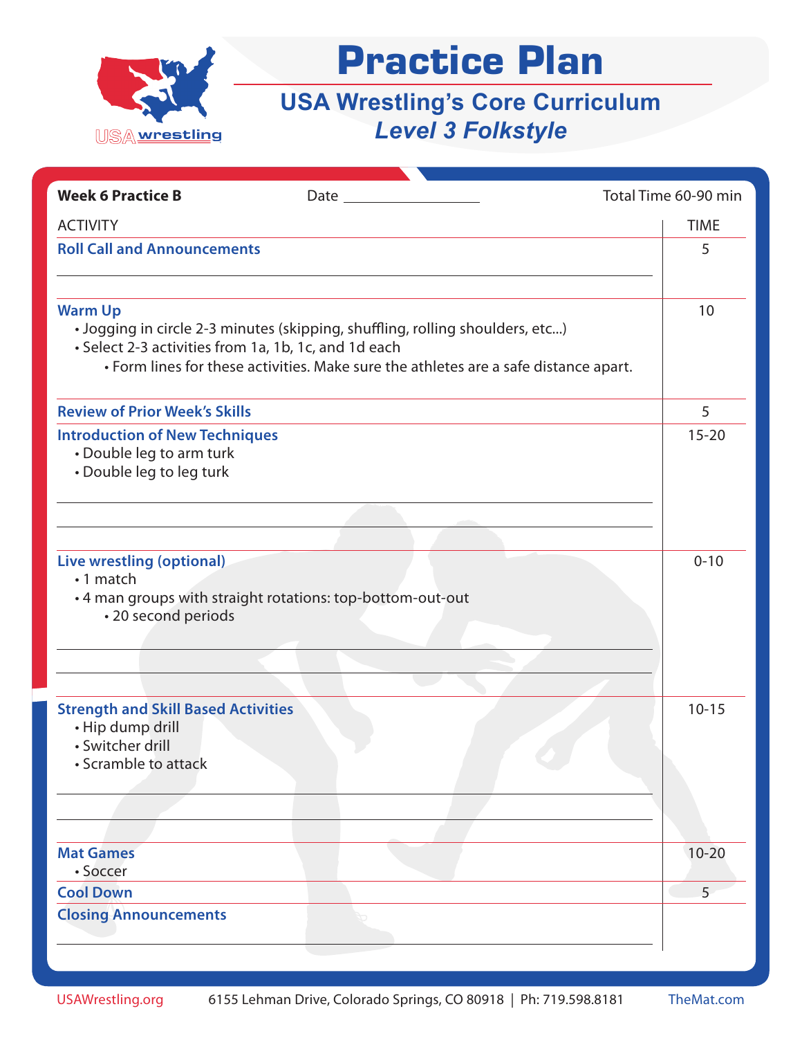# Practice Plan

## USA Wrestling's Core Curriculum

### *Level 3 Folkstyle*

**Week 6 Practice B** Date __________ Total Time 60-90 min

| ACTIVITY | TIME |
|---|---|
| **Roll Call and Announcements** | 5 |
| **Warm Up**<br>• Jogging in circle 2-3 minutes (skipping, shuffling, rolling shoulders, etc...)<br>• Select 2-3 activities from 1a, 1b, 1c, and 1d each<br>&nbsp;&nbsp;&nbsp;&nbsp;• Form lines for these activities. Make sure the athletes are a safe distance apart. | 10 |
| **Review of Prior Week's Skills** | 5 |
| **Introduction of New Techniques**<br>• Double leg to arm turk<br>• Double leg to leg turk | 15-20 |
| **Live wrestling (optional)**<br>• 1 match<br>• 4 man groups with straight rotations: top-bottom-out-out<br>&nbsp;&nbsp;&nbsp;&nbsp;• 20 second periods | 0-10 |
| **Strength and Skill Based Activities**<br>• Hip dump drill<br>• Switcher drill<br>• Scramble to attack | 10-15 |
| **Mat Games**<br>• Soccer | 10-20 |
| **Cool Down** | 5 |
| **Closing Announcements** | |

USAWrestling.org 6155 Lehman Drive, Colorado Springs, CO 80918 | Ph: 719.598.8181 TheMat.com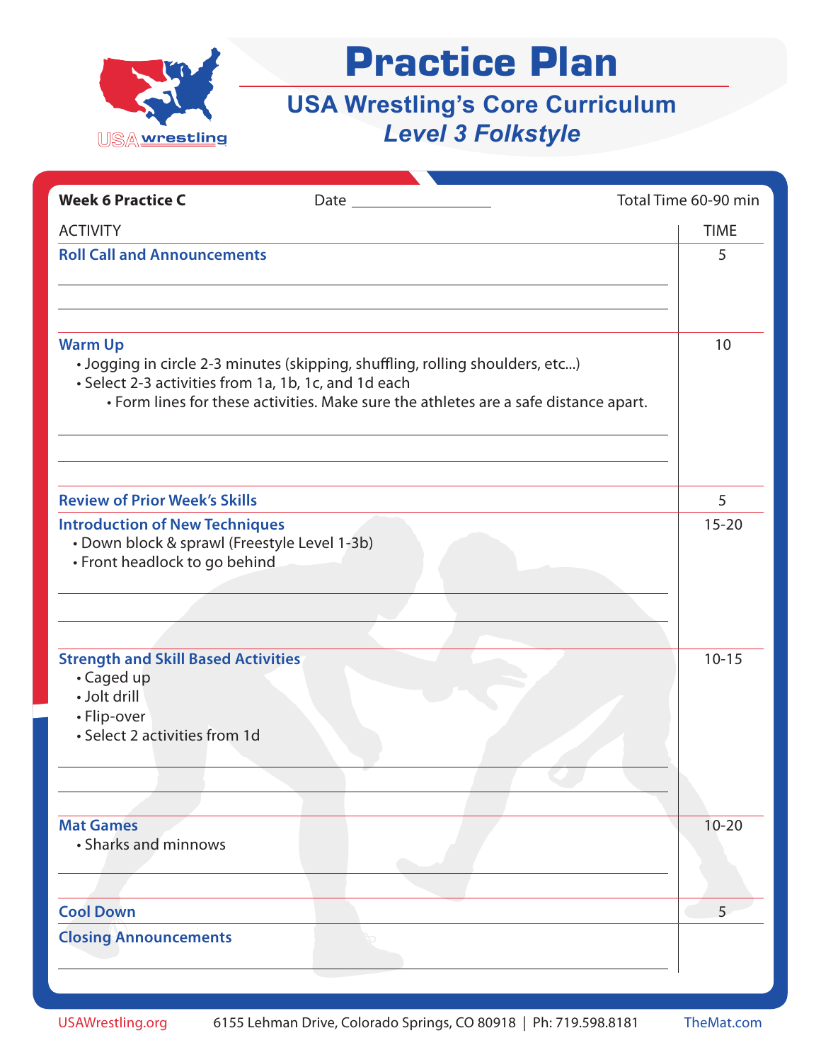# Practice Plan

## USA Wrestling's Core Curriculum
## *Level 3 Folkstyle*

**Week 6 Practice C** Date __________________ Total Time 60-90 min

| ACTIVITY | TIME |
|---|---|
| **Roll Call and Announcements** | 5 |
| **Warm Up**<br>• Jogging in circle 2-3 minutes (skipping, shuffling, rolling shoulders, etc...)<br>• Select 2-3 activities from 1a, 1b, 1c, and 1d each<br>  • Form lines for these activities. Make sure the athletes are a safe distance apart. | 10 |
| **Review of Prior Week's Skills** | 5 |
| **Introduction of New Techniques**<br>• Down block & sprawl (Freestyle Level 1-3b)<br>• Front headlock to go behind | 15-20 |
| **Strength and Skill Based Activities**<br>• Caged up<br>• Jolt drill<br>• Flip-over<br>• Select 2 activities from 1d | 10-15 |
| **Mat Games**<br>• Sharks and minnows | 10-20 |
| **Cool Down** | 5 |
| **Closing Announcements** | |

USAWrestling.org 6155 Lehman Drive, Colorado Springs, CO 80918 | Ph: 719.598.8181 TheMat.com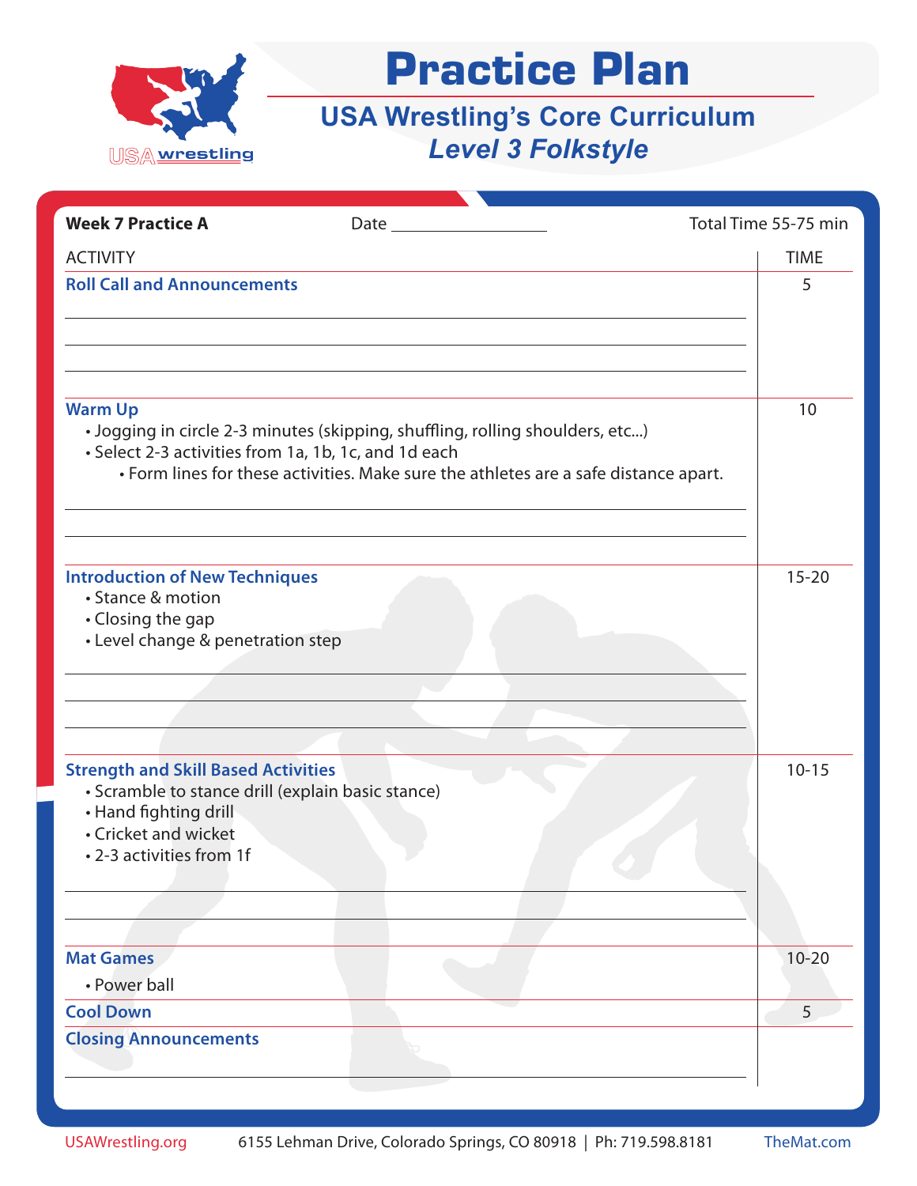# Practice Plan

## USA Wrestling's Core Curriculum

### *Level 3 Folkstyle*

**Week 7 Practice A** Date ________________ Total Time 55-75 min

| ACTIVITY | TIME |
|---|---|
| **Roll Call and Announcements** | 5 |
| **Warm Up**<br>• Jogging in circle 2-3 minutes (skipping, shuffling, rolling shoulders, etc...)<br>• Select 2-3 activities from 1a, 1b, 1c, and 1d each<br>&nbsp;&nbsp;&nbsp;&nbsp;• Form lines for these activities. Make sure the athletes are a safe distance apart. | 10 |
| **Introduction of New Techniques**<br>• Stance & motion<br>• Closing the gap<br>• Level change & penetration step | 15-20 |
| **Strength and Skill Based Activities**<br>• Scramble to stance drill (explain basic stance)<br>• Hand fighting drill<br>• Cricket and wicket<br>• 2-3 activities from 1f | 10-15 |
| **Mat Games**<br>• Power ball | 10-20 |
| **Cool Down** | 5 |
| **Closing Announcements** | |

USAWrestling.org 6155 Lehman Drive, Colorado Springs, CO 80918 | Ph: 719.598.8181 TheMat.com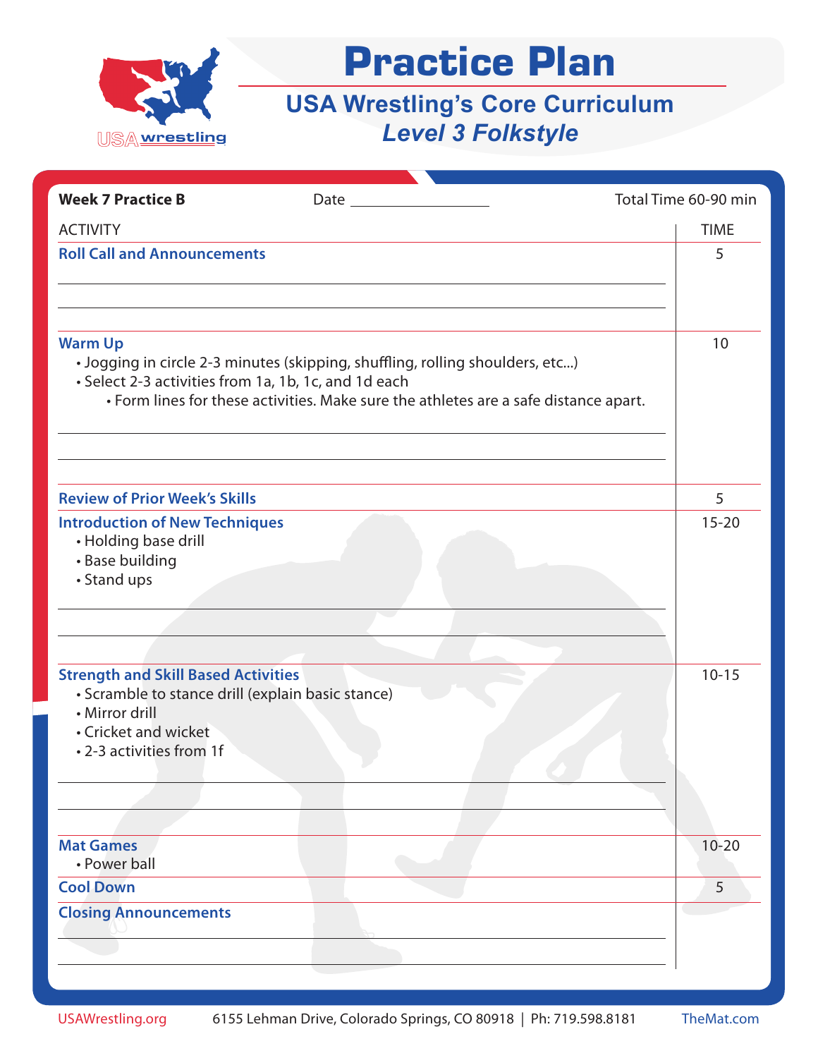# Practice Plan

## USA Wrestling's Core Curriculum

### *Level 3 Folkstyle*

**Week 7 Practice B** Date ________________ Total Time 60-90 min

| ACTIVITY | TIME |
|---|---|
| **Roll Call and Announcements** | 5 |
| **Warm Up**<br>• Jogging in circle 2-3 minutes (skipping, shuffling, rolling shoulders, etc...)<br>• Select 2-3 activities from 1a, 1b, 1c, and 1d each<br>• Form lines for these activities. Make sure the athletes are a safe distance apart. | 10 |
| **Review of Prior Week's Skills** | 5 |
| **Introduction of New Techniques**<br>• Holding base drill<br>• Base building<br>• Stand ups | 15-20 |
| **Strength and Skill Based Activities**<br>• Scramble to stance drill (explain basic stance)<br>• Mirror drill<br>• Cricket and wicket<br>• 2-3 activities from 1f | 10-15 |
| **Mat Games**<br>• Power ball | 10-20 |
| **Cool Down** | 5 |
| **Closing Announcements** | |

USAWrestling.org 6155 Lehman Drive, Colorado Springs, CO 80918 | Ph: 719.598.8181 TheMat.com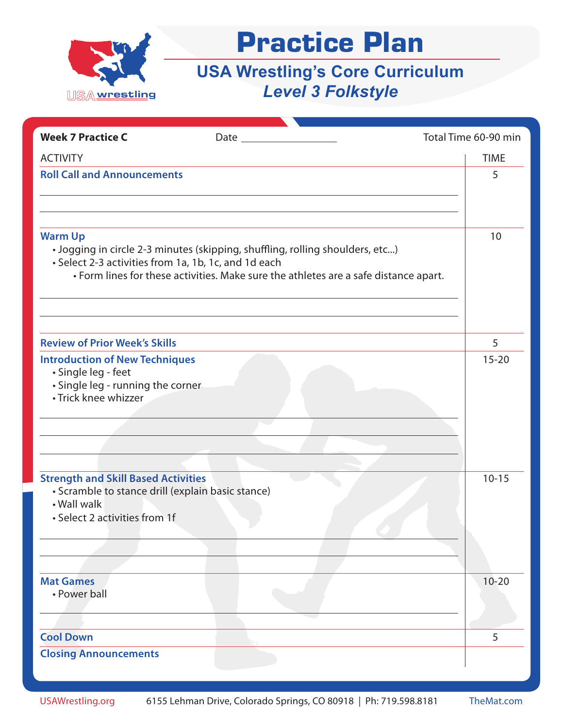# Practice Plan

## USA Wrestling's Core Curriculum

### *Level 3 Folkstyle*

**Week 7 Practice C** Date ________________ Total Time 60-90 min

| ACTIVITY | TIME |
|---|---|
| **Roll Call and Announcements** | 5 |
| **Warm Up**<br>• Jogging in circle 2-3 minutes (skipping, shuffling, rolling shoulders, etc...)<br>• Select 2-3 activities from 1a, 1b, 1c, and 1d each<br>• Form lines for these activities. Make sure the athletes are a safe distance apart. | 10 |
| **Review of Prior Week's Skills** | 5 |
| **Introduction of New Techniques**<br>• Single leg - feet<br>• Single leg - running the corner<br>• Trick knee whizzer | 15-20 |
| **Strength and Skill Based Activities**<br>• Scramble to stance drill (explain basic stance)<br>• Wall walk<br>• Select 2 activities from 1f | 10-15 |
| **Mat Games**<br>• Power ball | 10-20 |
| **Cool Down** | 5 |
| **Closing Announcements** | |

USAWrestling.org 6155 Lehman Drive, Colorado Springs, CO 80918 | Ph: 719.598.8181 TheMat.com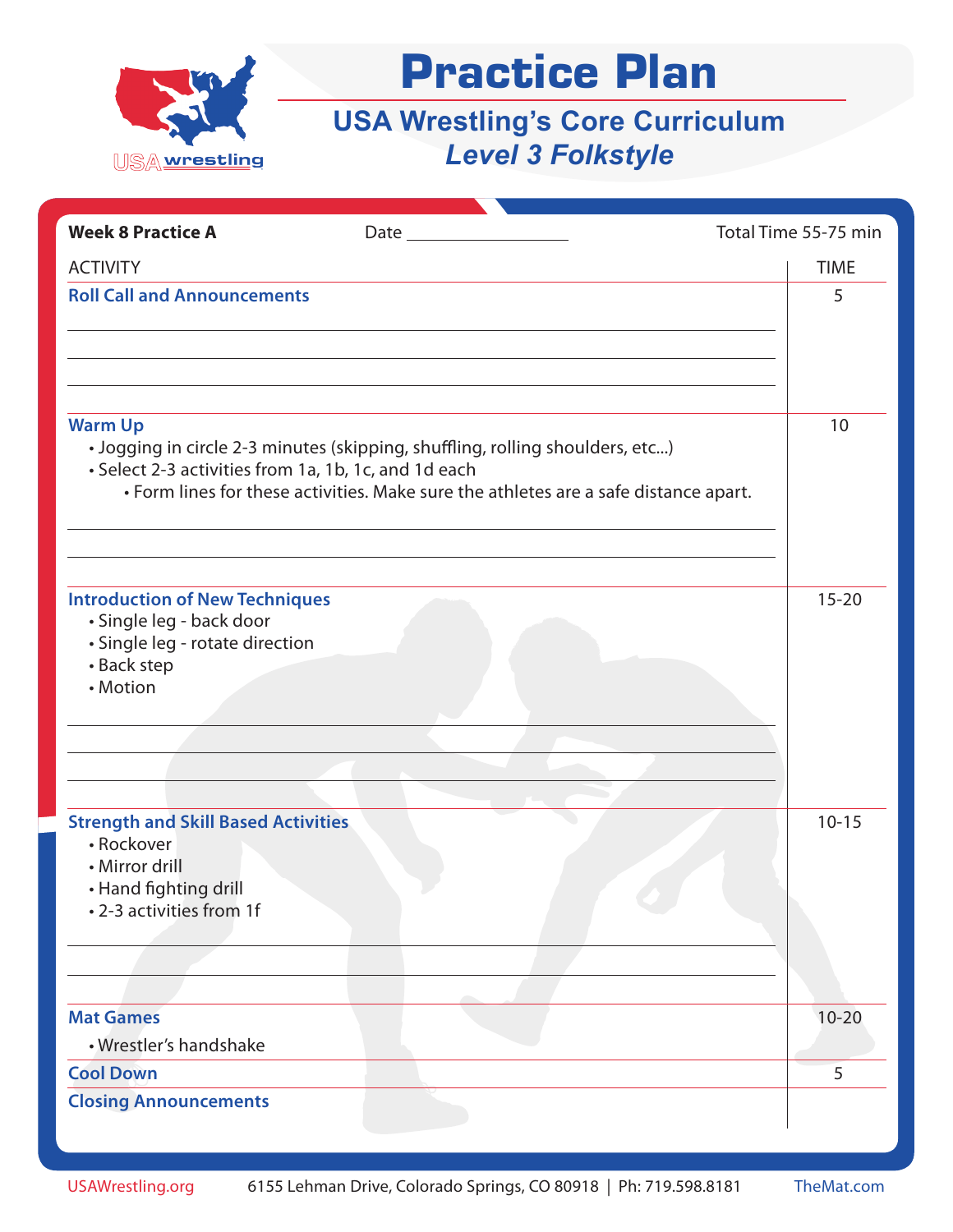# Practice Plan

## USA Wrestling's Core Curriculum

### *Level 3 Folkstyle*

**Week 8 Practice A** Date ___________________ Total Time 55-75 min

| ACTIVITY | TIME |
|---|---|
| **Roll Call and Announcements** | 5 |
| **Warm Up**<br>• Jogging in circle 2-3 minutes (skipping, shuffling, rolling shoulders, etc...)<br>• Select 2-3 activities from 1a, 1b, 1c, and 1d each<br>&nbsp;&nbsp;&nbsp;&nbsp;• Form lines for these activities. Make sure the athletes are a safe distance apart. | 10 |
| **Introduction of New Techniques**<br>• Single leg - back door<br>• Single leg - rotate direction<br>• Back step<br>• Motion | 15-20 |
| **Strength and Skill Based Activities**<br>• Rockover<br>• Mirror drill<br>• Hand fighting drill<br>• 2-3 activities from 1f | 10-15 |
| **Mat Games**<br>• Wrestler's handshake | 10-20 |
| **Cool Down** | 5 |
| **Closing Announcements** | |

USAWrestling.org 6155 Lehman Drive, Colorado Springs, CO 80918 | Ph: 719.598.8181 TheMat.com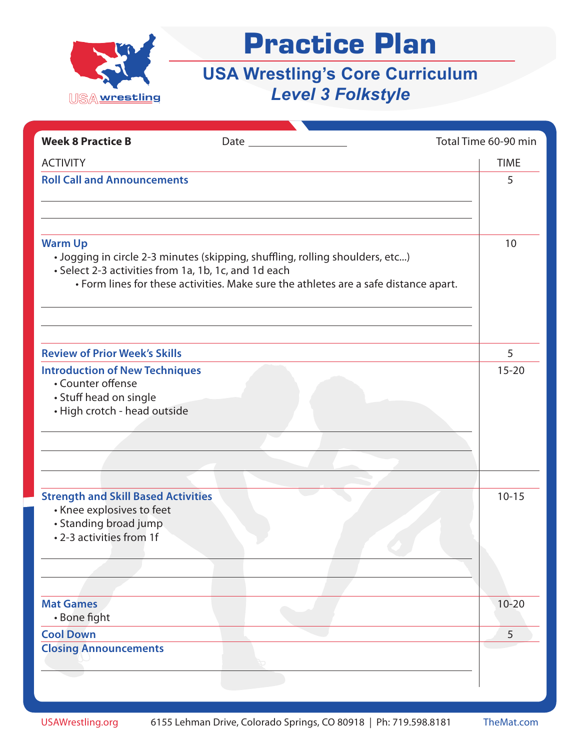# Practice Plan

## USA Wrestling's Core Curriculum

### *Level 3 Folkstyle*

**Week 8 Practice B** Date ________________ Total Time 60-90 min

| ACTIVITY | TIME |
|---|---|
| **Roll Call and Announcements** | 5 |
| **Warm Up**<br>• Jogging in circle 2-3 minutes (skipping, shuffling, rolling shoulders, etc...)<br>• Select 2-3 activities from 1a, 1b, 1c, and 1d each<br>&nbsp;&nbsp;&nbsp;&nbsp;• Form lines for these activities. Make sure the athletes are a safe distance apart. | 10 |
| **Review of Prior Week's Skills** | 5 |
| **Introduction of New Techniques**<br>• Counter offense<br>• Stuff head on single<br>• High crotch - head outside | 15-20 |
| **Strength and Skill Based Activities**<br>• Knee explosives to feet<br>• Standing broad jump<br>• 2-3 activities from 1f | 10-15 |
| **Mat Games**<br>• Bone fight | 10-20 |
| **Cool Down** | 5 |
| **Closing Announcements** | |

USAWrestling.org 6155 Lehman Drive, Colorado Springs, CO 80918 | Ph: 719.598.8181 TheMat.com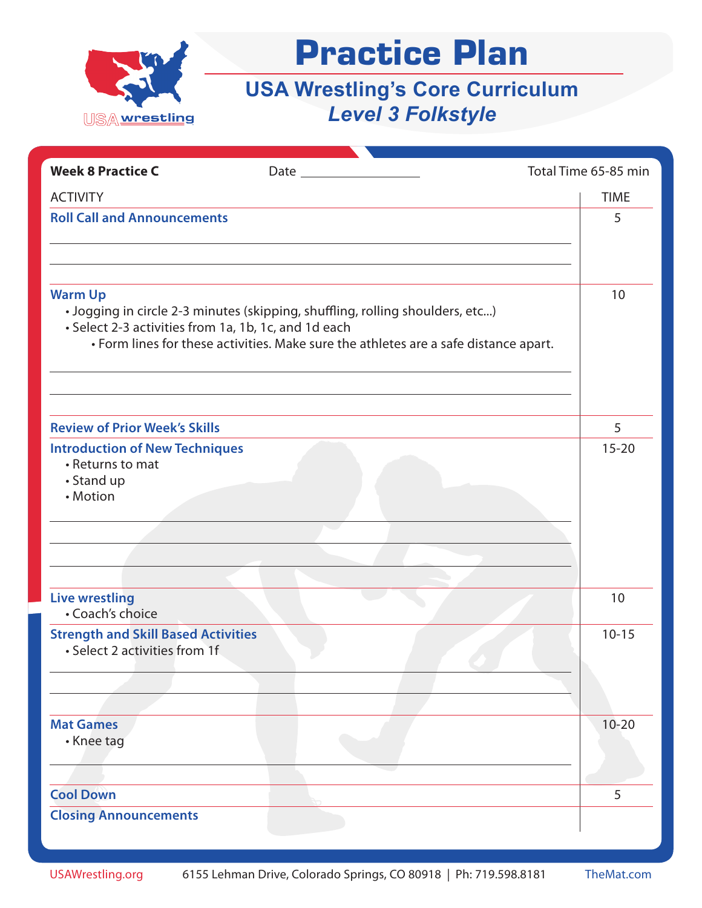# Practice Plan

## USA Wrestling's Core Curriculum
### *Level 3 Folkstyle*

**Week 8 Practice C** Date ________________ Total Time 65-85 min

| ACTIVITY | TIME |
|---|---|
| **Roll Call and Announcements** | 5 |
| **Warm Up**<br>• Jogging in circle 2-3 minutes (skipping, shuffling, rolling shoulders, etc...)<br>• Select 2-3 activities from 1a, 1b, 1c, and 1d each<br>  • Form lines for these activities. Make sure the athletes are a safe distance apart. | 10 |
| **Review of Prior Week's Skills** | 5 |
| **Introduction of New Techniques**<br>• Returns to mat<br>• Stand up<br>• Motion | 15-20 |
| **Live wrestling**<br>• Coach's choice | 10 |
| **Strength and Skill Based Activities**<br>• Select 2 activities from 1f | 10-15 |
| **Mat Games**<br>• Knee tag | 10-20 |
| **Cool Down** | 5 |
| **Closing Announcements** | |

USAWrestling.org 6155 Lehman Drive, Colorado Springs, CO 80918 | Ph: 719.598.8181 TheMat.com